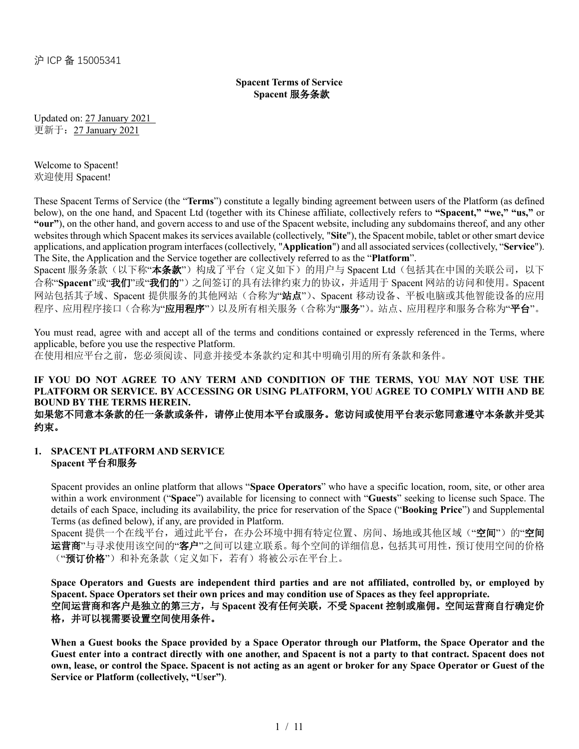沪 ICP 备 15005341

**Spacent Terms of Service**
**Spacent 服务条款**

Updated on: 27 January 2021
更新于：27 January 2021

Welcome to Spacent!
欢迎使用 Spacent!

These Spacent Terms of Service (the "**Terms**") constitute a legally binding agreement between users of the Platform (as defined below), on the one hand, and Spacent Ltd (together with its Chinese affiliate, collectively refers to **"Spacent," "we," "us,"** or **"our"**), on the other hand, and govern access to and use of the Spacent website, including any subdomains thereof, and any other websites through which Spacent makes its services available (collectively, "**Site**"), the Spacent mobile, tablet or other smart device applications, and application program interfaces (collectively, "**Application**") and all associated services (collectively, "**Service**"). The Site, the Application and the Service together are collectively referred to as the "**Platform**".
Spacent 服务条款（以下称"**本条款**"）构成了平台（定义如下）的用户与 Spacent Ltd（包括其在中国的关联公司，以下合称"**Spacent**"或"**我们**"或"**我们的**"）之间签订的具有法律约束力的协议，并适用于 Spacent 网站的访问和使用。Spacent 网站包括其子域、Spacent 提供服务的其他网站（合称为"**站点**"）、Spacent 移动设备、平板电脑或其他智能设备的应用程序、应用程序接口（合称为"**应用程序**"）以及所有相关服务（合称为"**服务**"）。站点、应用程序和服务合称为"**平台**"。

You must read, agree with and accept all of the terms and conditions contained or expressly referenced in the Terms, where applicable, before you use the respective Platform.
在使用相应平台之前，您必须阅读、同意并接受本条款约定和其中明确引用的所有条款和条件。

**IF YOU DO NOT AGREE TO ANY TERM AND CONDITION OF THE TERMS, YOU MAY NOT USE THE PLATFORM OR SERVICE. BY ACCESSING OR USING PLATFORM, YOU AGREE TO COMPLY WITH AND BE BOUND BY THE TERMS HEREIN.**
**如果您不同意本条款的任一条款或条件，请停止使用本平台或服务。您访问或使用平台表示您同意遵守本条款并受其约束。**

## 1. SPACENT PLATFORM AND SERVICE
## Spacent 平台和服务

Spacent provides an online platform that allows "**Space Operators**" who have a specific location, room, site, or other area within a work environment ("**Space**") available for licensing to connect with "**Guests**" seeking to license such Space. The details of each Space, including its availability, the price for reservation of the Space ("**Booking Price**") and Supplemental Terms (as defined below), if any, are provided in Platform.
Spacent 提供一个在线平台，通过此平台，在办公环境中拥有特定位置、房间、场地或其他区域（"**空间**"）的"**空间运营商**"与寻求使用该空间的"**客户**"之间可以建立联系。每个空间的详细信息，包括其可用性，预订使用空间的价格（"**预订价格**"）和补充条款（定义如下，若有）将被公示在平台上。

**Space Operators and Guests are independent third parties and are not affiliated, controlled by, or employed by Spacent. Space Operators set their own prices and may condition use of Spaces as they feel appropriate.**
**空间运营商和客户是独立的第三方，与 Spacent 没有任何关联，不受 Spacent 控制或雇佣。空间运营商自行确定价格，并可以视需要设置空间使用条件。**

**When a Guest books the Space provided by a Space Operator through our Platform, the Space Operator and the Guest enter into a contract directly with one another, and Spacent is not a party to that contract. Spacent does not own, lease, or control the Space. Spacent is not acting as an agent or broker for any Space Operator or Guest of the Service or Platform (collectively, "User")**.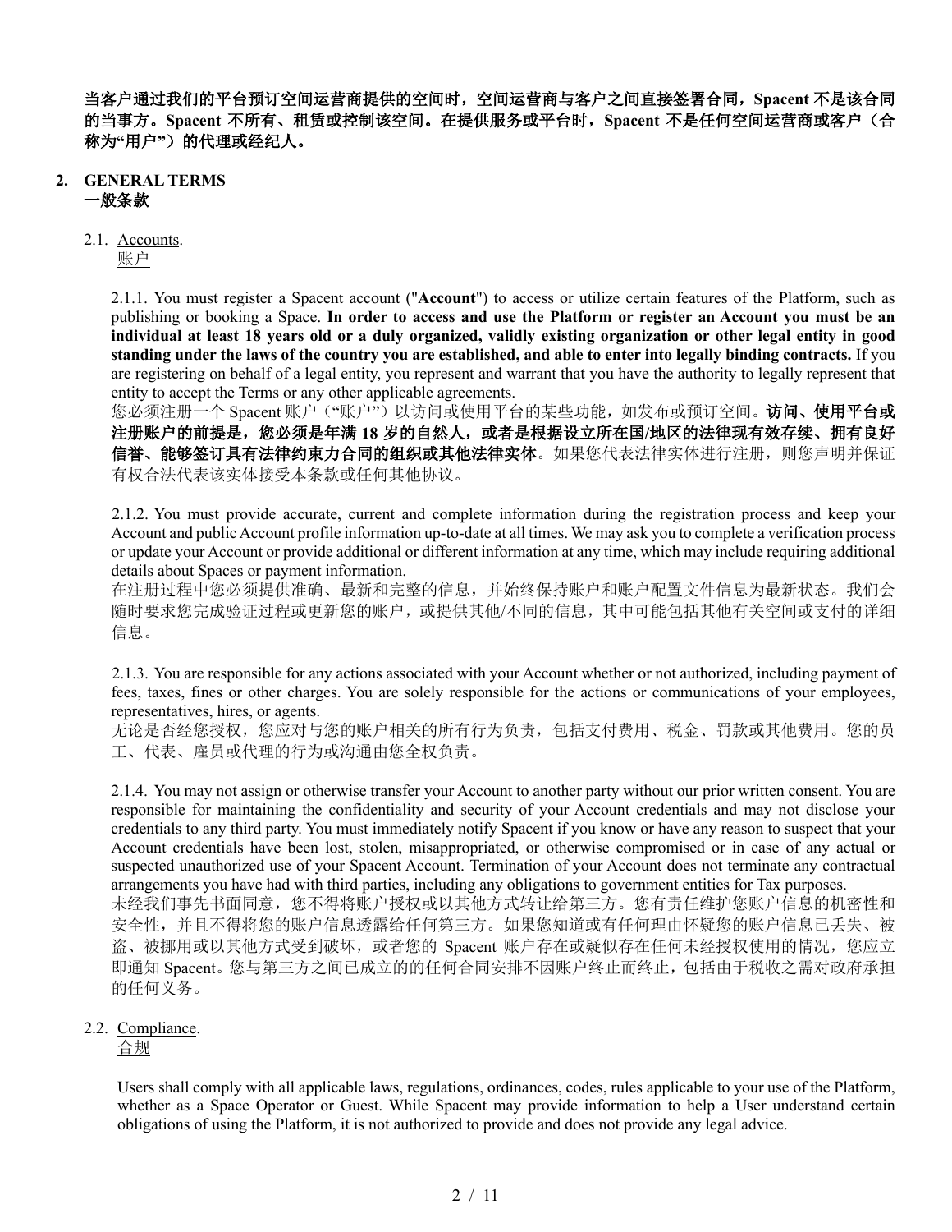**当客户通过我们的平台预订空间运营商提供的空间时，空间运营商与客户之间直接签署合同，Spacent 不是该合同的当事方。Spacent 不所有、租赁或控制该空间。在提供服务或平台时，Spacent 不是任何空间运营商或客户（合称为"用户"）的代理或经纪人。**

## 2. GENERAL TERMS
## 一般条款

### 2.1. Accounts.
### 账户

2.1.1. You must register a Spacent account ("**Account**") to access or utilize certain features of the Platform, such as publishing or booking a Space. **In order to access and use the Platform or register an Account you must be an individual at least 18 years old or a duly organized, validly existing organization or other legal entity in good standing under the laws of the country you are established, and able to enter into legally binding contracts.** If you are registering on behalf of a legal entity, you represent and warrant that you have the authority to legally represent that entity to accept the Terms or any other applicable agreements.
您必须注册一个 Spacent 账户（"账户"）以访问或使用平台的某些功能，如发布或预订空间。**访问、使用平台或注册账户的前提是，您必须是年满 18 岁的自然人，或者是根据设立所在国/地区的法律现有效存续、拥有良好信誉、能够签订具有法律约束力合同的组织或其他法律实体**。如果您代表法律实体进行注册，则您声明并保证有权合法代表该实体接受本条款或任何其他协议。

2.1.2. You must provide accurate, current and complete information during the registration process and keep your Account and public Account profile information up-to-date at all times. We may ask you to complete a verification process or update your Account or provide additional or different information at any time, which may include requiring additional details about Spaces or payment information.
在注册过程中您必须提供准确、最新和完整的信息，并始终保持账户和账户配置文件信息为最新状态。我们会随时要求您完成验证过程或更新您的账户，或提供其他/不同的信息，其中可能包括其他有关空间或支付的详细信息。

2.1.3. You are responsible for any actions associated with your Account whether or not authorized, including payment of fees, taxes, fines or other charges. You are solely responsible for the actions or communications of your employees, representatives, hires, or agents.
无论是否经您授权，您应对与您的账户相关的所有行为负责，包括支付费用、税金、罚款或其他费用。您的员工、代表、雇员或代理的行为或沟通由您全权负责。

2.1.4. You may not assign or otherwise transfer your Account to another party without our prior written consent. You are responsible for maintaining the confidentiality and security of your Account credentials and may not disclose your credentials to any third party. You must immediately notify Spacent if you know or have any reason to suspect that your Account credentials have been lost, stolen, misappropriated, or otherwise compromised or in case of any actual or suspected unauthorized use of your Spacent Account. Termination of your Account does not terminate any contractual arrangements you have had with third parties, including any obligations to government entities for Tax purposes.
未经我们事先书面同意，您不得将账户授权或以其他方式转让给第三方。您有责任维护您账户信息的机密性和安全性，并且不得将您的账户信息透露给任何第三方。如果您知道或有任何理由怀疑您的账户信息已丢失、被盗、被挪用或以其他方式受到破坏，或者您的 Spacent 账户存在或疑似存在任何未经授权使用的情况，您应立即通知 Spacent。您与第三方之间已成立的的任何合同安排不因账户终止而终止，包括由于税收之需对政府承担的任何义务。

### 2.2. Compliance.
### 合规

Users shall comply with all applicable laws, regulations, ordinances, codes, rules applicable to your use of the Platform, whether as a Space Operator or Guest. While Spacent may provide information to help a User understand certain obligations of using the Platform, it is not authorized to provide and does not provide any legal advice.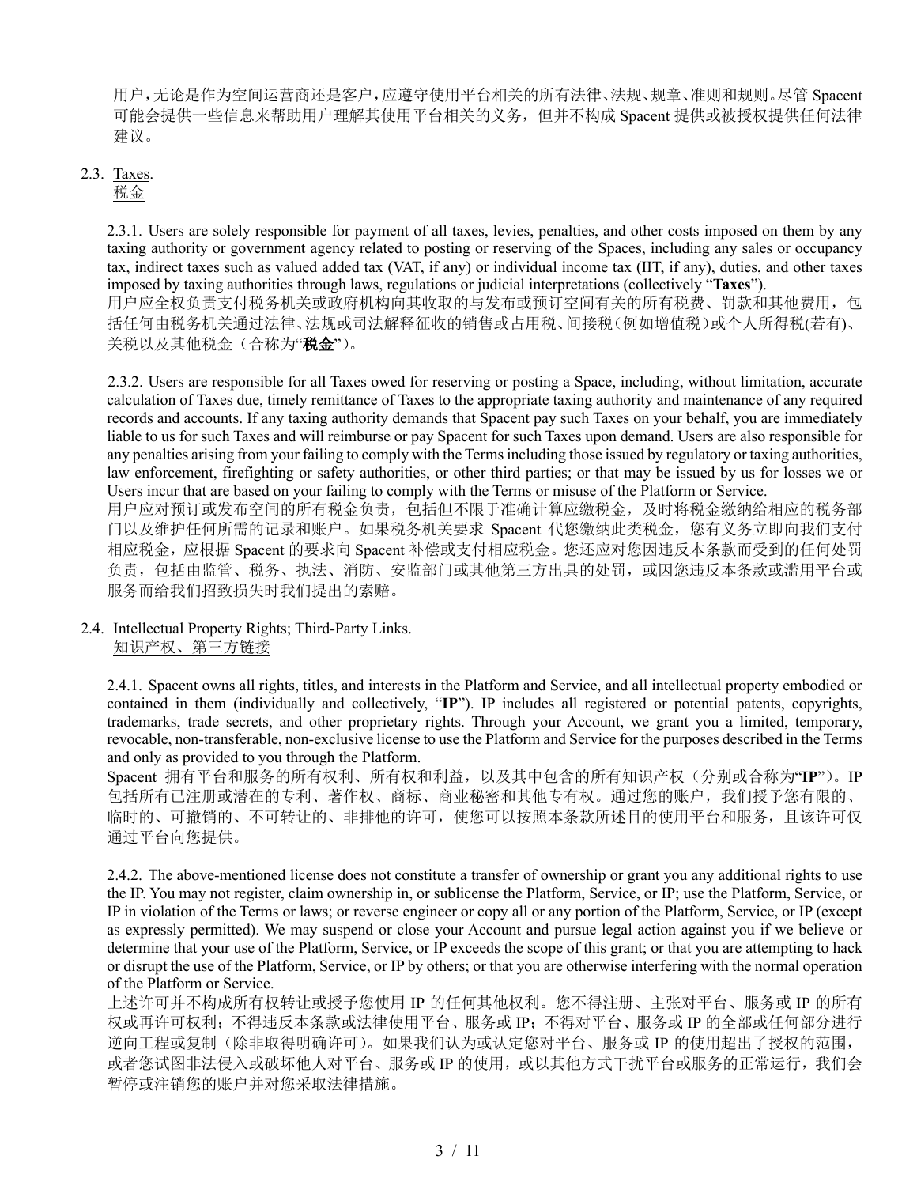用户，无论是作为空间运营商还是客户，应遵守使用平台相关的所有法律、法规、规章、准则和规则。尽管 Spacent 可能会提供一些信息来帮助用户理解其使用平台相关的义务，但并不构成 Spacent 提供或被授权提供任何法律建议。

2.3. Taxes.
税金

2.3.1. Users are solely responsible for payment of all taxes, levies, penalties, and other costs imposed on them by any taxing authority or government agency related to posting or reserving of the Spaces, including any sales or occupancy tax, indirect taxes such as valued added tax (VAT, if any) or individual income tax (IIT, if any), duties, and other taxes imposed by taxing authorities through laws, regulations or judicial interpretations (collectively "**Taxes**").
用户应全权负责支付税务机关或政府机构向其收取的与发布或预订空间有关的所有税费、罚款和其他费用，包括任何由税务机关通过法律、法规或司法解释征收的销售或占用税、间接税（例如增值税）或个人所得税(若有)、关税以及其他税金（合称为"**税金**"）。

2.3.2. Users are responsible for all Taxes owed for reserving or posting a Space, including, without limitation, accurate calculation of Taxes due, timely remittance of Taxes to the appropriate taxing authority and maintenance of any required records and accounts. If any taxing authority demands that Spacent pay such Taxes on your behalf, you are immediately liable to us for such Taxes and will reimburse or pay Spacent for such Taxes upon demand. Users are also responsible for any penalties arising from your failing to comply with the Terms including those issued by regulatory or taxing authorities, law enforcement, firefighting or safety authorities, or other third parties; or that may be issued by us for losses we or Users incur that are based on your failing to comply with the Terms or misuse of the Platform or Service.
用户应对预订或发布空间的所有税金负责，包括但不限于准确计算应缴税金，及时将税金缴纳给相应的税务部门以及维护任何所需的记录和账户。如果税务机关要求 Spacent 代您缴纳此类税金，您有义务立即向我们支付相应税金，应根据 Spacent 的要求向 Spacent 补偿或支付相应税金。您还应对您因违反本条款而受到的任何处罚负责，包括由监管、税务、执法、消防、安监部门或其他第三方出具的处罚，或因您违反本条款或滥用平台或服务而给我们招致损失时我们提出的索赔。

2.4. Intellectual Property Rights; Third-Party Links.
知识产权、第三方链接

2.4.1. Spacent owns all rights, titles, and interests in the Platform and Service, and all intellectual property embodied or contained in them (individually and collectively, "**IP**"). IP includes all registered or potential patents, copyrights, trademarks, trade secrets, and other proprietary rights. Through your Account, we grant you a limited, temporary, revocable, non-transferable, non-exclusive license to use the Platform and Service for the purposes described in the Terms and only as provided to you through the Platform.
Spacent 拥有平台和服务的所有权利、所有权和利益，以及其中包含的所有知识产权（分别或合称为"**IP**"）。IP 包括所有已注册或潜在的专利、著作权、商标、商业秘密和其他专有权。通过您的账户，我们授予您有限的、临时的、可撤销的、不可转让的、非排他的许可，使您可以按照本条款所述目的使用平台和服务，且该许可仅通过平台向您提供。

2.4.2. The above-mentioned license does not constitute a transfer of ownership or grant you any additional rights to use the IP. You may not register, claim ownership in, or sublicense the Platform, Service, or IP; use the Platform, Service, or IP in violation of the Terms or laws; or reverse engineer or copy all or any portion of the Platform, Service, or IP (except as expressly permitted). We may suspend or close your Account and pursue legal action against you if we believe or determine that your use of the Platform, Service, or IP exceeds the scope of this grant; or that you are attempting to hack or disrupt the use of the Platform, Service, or IP by others; or that you are otherwise interfering with the normal operation of the Platform or Service.
上述许可并不构成所有权转让或授予您使用 IP 的任何其他权利。您不得注册、主张对平台、服务或 IP 的所有权或再许可权利；不得违反本条款或法律使用平台、服务或 IP；不得对平台、服务或 IP 的全部或任何部分进行逆向工程或复制（除非取得明确许可）。如果我们认为或认定您对平台、服务或 IP 的使用超出了授权的范围，或者您试图非法侵入或破坏他人对平台、服务或 IP 的使用，或以其他方式干扰平台或服务的正常运行，我们会暂停或注销您的账户并对您采取法律措施。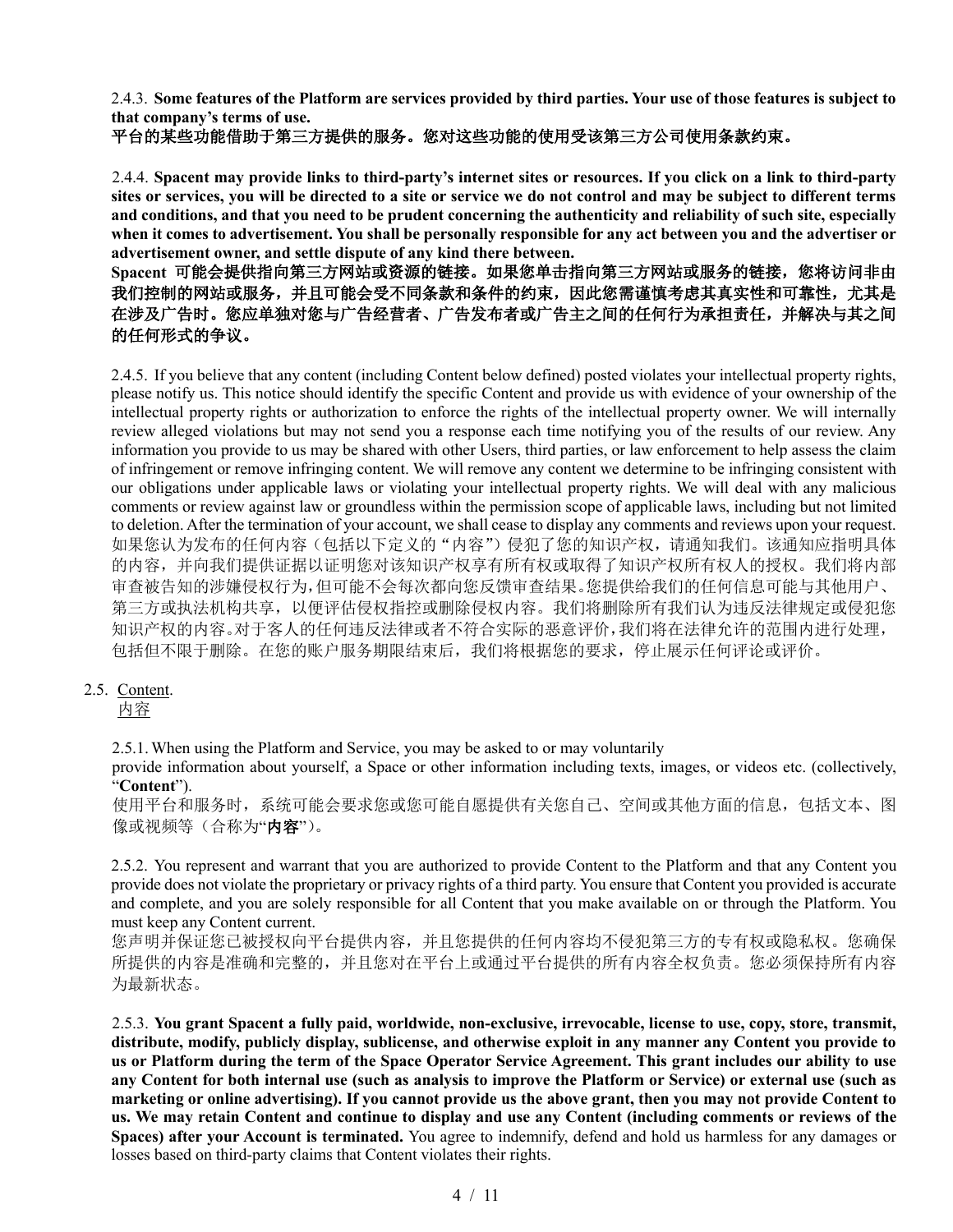2.4.3. **Some features of the Platform are services provided by third parties. Your use of those features is subject to that company's terms of use.**
**平台的某些功能借助于第三方提供的服务。您对这些功能的使用受该第三方公司使用条款约束。**

2.4.4. **Spacent may provide links to third-party's internet sites or resources. If you click on a link to third-party sites or services, you will be directed to a site or service we do not control and may be subject to different terms and conditions, and that you need to be prudent concerning the authenticity and reliability of such site, especially when it comes to advertisement. You shall be personally responsible for any act between you and the advertiser or advertisement owner, and settle dispute of any kind there between.**
**Spacent 可能会提供指向第三方网站或资源的链接。如果您单击指向第三方网站或服务的链接，您将访问非由我们控制的网站或服务，并且可能会受不同条款和条件的约束，因此您需谨慎考虑其真实性和可靠性，尤其是在涉及广告时。您应单独对您与广告经营者、广告发布者或广告主之间的任何行为承担责任，并解决与其之间的任何形式的争议。**

2.4.5. If you believe that any content (including Content below defined) posted violates your intellectual property rights, please notify us. This notice should identify the specific Content and provide us with evidence of your ownership of the intellectual property rights or authorization to enforce the rights of the intellectual property owner. We will internally review alleged violations but may not send you a response each time notifying you of the results of our review. Any information you provide to us may be shared with other Users, third parties, or law enforcement to help assess the claim of infringement or remove infringing content. We will remove any content we determine to be infringing consistent with our obligations under applicable laws or violating your intellectual property rights. We will deal with any malicious comments or review against law or groundless within the permission scope of applicable laws, including but not limited to deletion. After the termination of your account, we shall cease to display any comments and reviews upon your request.
如果您认为发布的任何内容（包括以下定义的"内容"）侵犯了您的知识产权，请通知我们。该通知应指明具体的内容，并向我们提供证据以证明您对该知识产权享有所有权或取得了知识产权所有权人的授权。我们将内部审查被告知的涉嫌侵权行为，但可能不会每次都向您反馈审查结果。您提供给我们的任何信息可能与其他用户、第三方或执法机构共享，以便评估侵权指控或删除侵权内容。我们将删除所有我们认为违反法律规定或侵犯您知识产权的内容。对于客人的任何违反法律或者不符合实际的恶意评价，我们将在法律允许的范围内进行处理，包括但不限于删除。在您的账户服务期限结束后，我们将根据您的要求，停止展示任何评论或评价。

2.5. Content.
内容

2.5.1. When using the Platform and Service, you may be asked to or may voluntarily provide information about yourself, a Space or other information including texts, images, or videos etc. (collectively, "**Content**").
使用平台和服务时，系统可能会要求您或您可能自愿提供有关您自己、空间或其他方面的信息，包括文本、图像或视频等（合称为"**内容**"）。

2.5.2. You represent and warrant that you are authorized to provide Content to the Platform and that any Content you provide does not violate the proprietary or privacy rights of a third party. You ensure that Content you provided is accurate and complete, and you are solely responsible for all Content that you make available on or through the Platform. You must keep any Content current.
您声明并保证您已被授权向平台提供内容，并且您提供的任何内容均不侵犯第三方的专有权或隐私权。您确保所提供的内容是准确和完整的，并且您对在平台上或通过平台提供的所有内容全权负责。您必须保持所有内容为最新状态。

2.5.3. **You grant Spacent a fully paid, worldwide, non-exclusive, irrevocable, license to use, copy, store, transmit, distribute, modify, publicly display, sublicense, and otherwise exploit in any manner any Content you provide to us or Platform during the term of the Space Operator Service Agreement. This grant includes our ability to use any Content for both internal use (such as analysis to improve the Platform or Service) or external use (such as marketing or online advertising). If you cannot provide us the above grant, then you may not provide Content to us. We may retain Content and continue to display and use any Content (including comments or reviews of the Spaces) after your Account is terminated.** You agree to indemnify, defend and hold us harmless for any damages or losses based on third-party claims that Content violates their rights.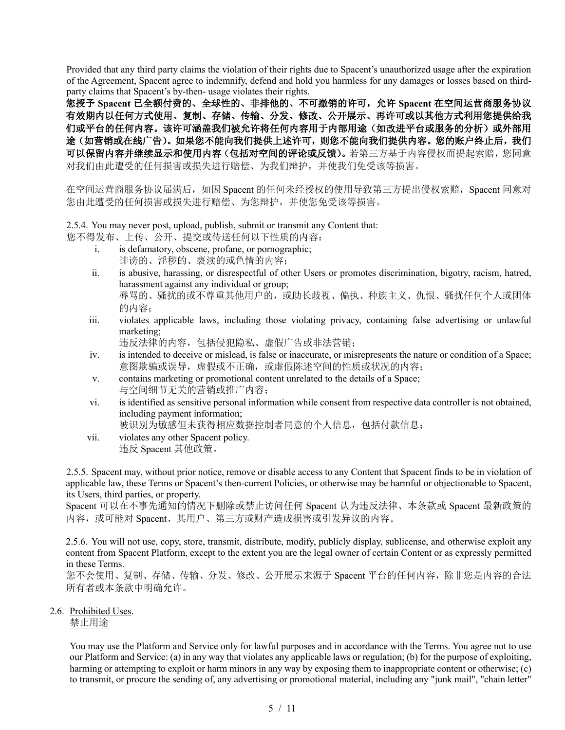Provided that any third party claims the violation of their rights due to Spacent's unauthorized usage after the expiration of the Agreement, Spacent agree to indemnify, defend and hold you harmless for any damages or losses based on third-party claims that Spacent's by-then- usage violates their rights.

**您授予 Spacent 已全额付费的、全球性的、非排他的、不可撤销的许可，允许 Spacent 在空间运营商服务协议有效期内以任何方式使用、复制、存储、传输、分发、修改、公开展示、再许可或以其他方式利用您提供给我们或平台的任何内容。该许可涵盖我们被允许将任何内容用于内部用途（如改进平台或服务的分析）或外部用途（如营销或在线广告）。如果您不能向我们提供上述许可，则您不能向我们提供内容。您的账户终止后，我们可以保留内容并继续显示和使用内容（包括对空间的评论或反馈）。**若第三方基于内容侵权而提起索赔，您同意对我们由此遭受的任何损害或损失进行赔偿、为我们辩护，并使我们免受该等损害。

在空间运营商服务协议届满后，如因 Spacent 的任何未经授权的使用导致第三方提出侵权索赔，Spacent 同意对您由此遭受的任何损害或损失进行赔偿、为您辩护，并使您免受该等损害。

2.5.4. You may never post, upload, publish, submit or transmit any Content that:
您不得发布、上传、公开、提交或传送任何以下性质的内容：

i. is defamatory, obscene, profane, or pornographic;
诽谤的、淫秽的、亵渎的或色情的内容；

ii. is abusive, harassing, or disrespectful of other Users or promotes discrimination, bigotry, racism, hatred, harassment against any individual or group;
辱骂的、骚扰的或不尊重其他用户的，或助长歧视、偏执、种族主义、仇恨、骚扰任何个人或团体的内容；

iii. violates applicable laws, including those violating privacy, containing false advertising or unlawful marketing;
违反法律的内容，包括侵犯隐私、虚假广告或非法营销；

iv. is intended to deceive or mislead, is false or inaccurate, or misrepresents the nature or condition of a Space;
意图欺骗或误导，虚假或不正确，或虚假陈述空间的性质或状况的内容；

v. contains marketing or promotional content unrelated to the details of a Space;
与空间细节无关的营销或推广内容；

vi. is identified as sensitive personal information while consent from respective data controller is not obtained, including payment information;
被识别为敏感但未获得相应数据控制者同意的个人信息，包括付款信息；

vii. violates any other Spacent policy.
违反 Spacent 其他政策。

2.5.5. Spacent may, without prior notice, remove or disable access to any Content that Spacent finds to be in violation of applicable law, these Terms or Spacent's then-current Policies, or otherwise may be harmful or objectionable to Spacent, its Users, third parties, or property.
Spacent 可以在不事先通知的情况下删除或禁止访问任何 Spacent 认为违反法律、本条款或 Spacent 最新政策的内容，或可能对 Spacent、其用户、第三方或财产造成损害或引发异议的内容。

2.5.6. You will not use, copy, store, transmit, distribute, modify, publicly display, sublicense, and otherwise exploit any content from Spacent Platform, except to the extent you are the legal owner of certain Content or as expressly permitted in these Terms.
您不会使用、复制、存储、传输、分发、修改、公开展示来源于 Spacent 平台的任何内容，除非您是内容的合法所有者或本条款中明确允许。

2.6. <u>Prohibited Uses.</u>
<u>禁止用途</u>

You may use the Platform and Service only for lawful purposes and in accordance with the Terms. You agree not to use our Platform and Service: (a) in any way that violates any applicable laws or regulation; (b) for the purpose of exploiting, harming or attempting to exploit or harm minors in any way by exposing them to inappropriate content or otherwise; (c) to transmit, or procure the sending of, any advertising or promotional material, including any "junk mail", "chain letter"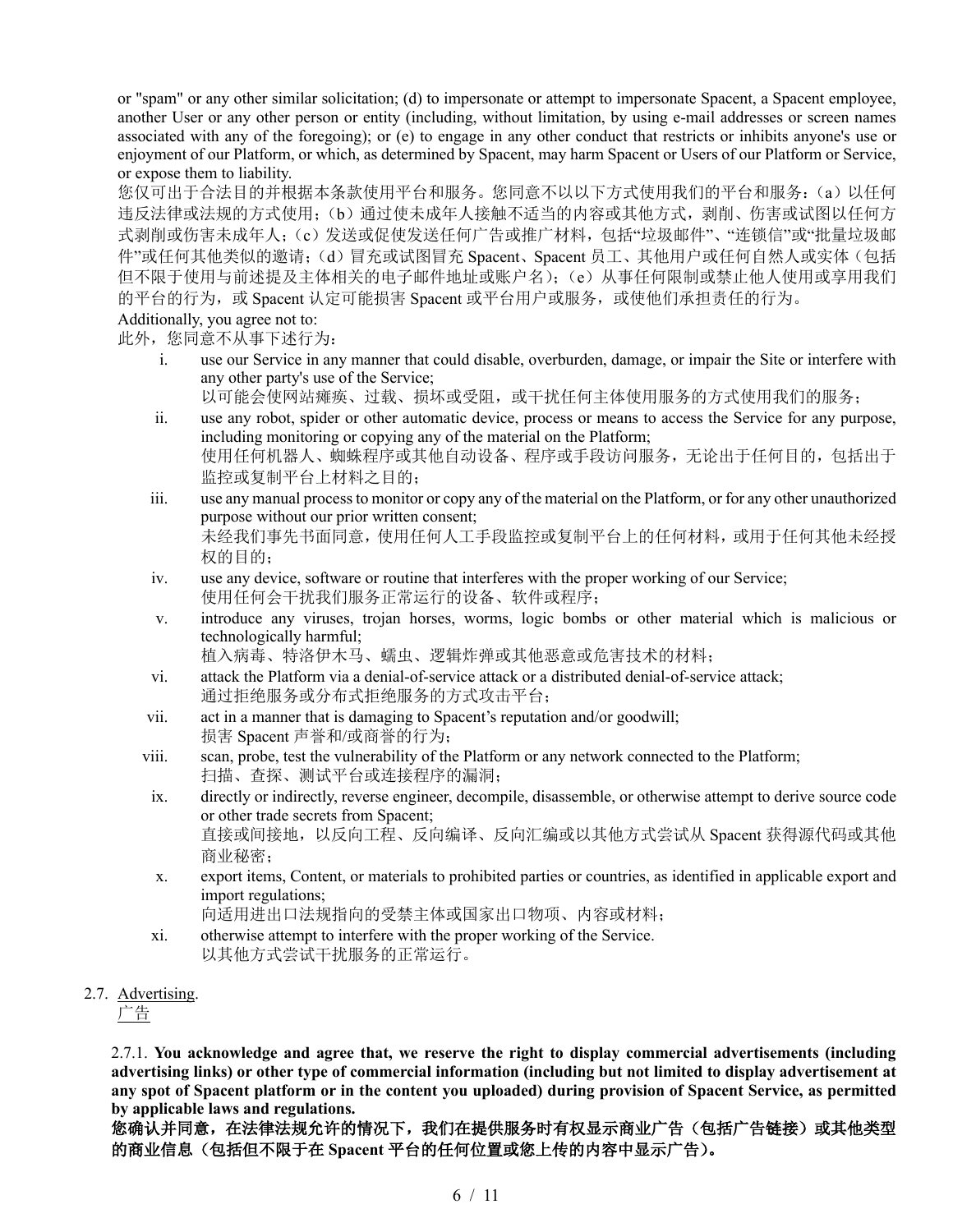or "spam" or any other similar solicitation; (d) to impersonate or attempt to impersonate Spacent, a Spacent employee, another User or any other person or entity (including, without limitation, by using e-mail addresses or screen names associated with any of the foregoing); or (e) to engage in any other conduct that restricts or inhibits anyone's use or enjoyment of our Platform, or which, as determined by Spacent, may harm Spacent or Users of our Platform or Service, or expose them to liability.

您仅可出于合法目的并根据本条款使用平台和服务。您同意不以以下方式使用我们的平台和服务：（a）以任何违反法律或法规的方式使用；（b）通过使未成年人接触不适当的内容或其他方式，剥削、伤害或试图以任何方式剥削或伤害未成年人；（c）发送或促使发送任何广告或推广材料，包括"垃圾邮件"、"连锁信"或"批量垃圾邮件"或任何其他类似的邀请；（d）冒充或试图冒充 Spacent、Spacent 员工、其他用户或任何自然人或实体（包括但不限于使用与前述提及主体相关的电子邮件地址或账户名）；（e）从事任何限制或禁止他人使用或享用我们的平台的行为，或 Spacent 认定可能损害 Spacent 或平台用户或服务，或使他们承担责任的行为。

Additionally, you agree not to:

此外，您同意不从事下述行为：

i. use our Service in any manner that could disable, overburden, damage, or impair the Site or interfere with any other party's use of the Service;
以可能会使网站瘫痪、过载、损坏或受阻，或干扰任何主体使用服务的方式使用我们的服务；

ii. use any robot, spider or other automatic device, process or means to access the Service for any purpose, including monitoring or copying any of the material on the Platform;
使用任何机器人、蜘蛛程序或其他自动设备、程序或手段访问服务，无论出于任何目的，包括出于监控或复制平台上材料之目的；

iii. use any manual process to monitor or copy any of the material on the Platform, or for any other unauthorized purpose without our prior written consent;
未经我们事先书面同意，使用任何人工手段监控或复制平台上的任何材料，或用于任何其他未经授权的目的；

iv. use any device, software or routine that interferes with the proper working of our Service;
使用任何会干扰我们服务正常运行的设备、软件或程序；

v. introduce any viruses, trojan horses, worms, logic bombs or other material which is malicious or technologically harmful;
植入病毒、特洛伊木马、蠕虫、逻辑炸弹或其他恶意或危害技术的材料；

vi. attack the Platform via a denial-of-service attack or a distributed denial-of-service attack;
通过拒绝服务或分布式拒绝服务的方式攻击平台；

vii. act in a manner that is damaging to Spacent's reputation and/or goodwill;
损害 Spacent 声誉和/或商誉的行为；

viii. scan, probe, test the vulnerability of the Platform or any network connected to the Platform;
扫描、查探、测试平台或连接程序的漏洞；

ix. directly or indirectly, reverse engineer, decompile, disassemble, or otherwise attempt to derive source code or other trade secrets from Spacent;
直接或间接地，以反向工程、反向编译、反向汇编或以其他方式尝试从 Spacent 获得源代码或其他商业秘密；

x. export items, Content, or materials to prohibited parties or countries, as identified in applicable export and import regulations;
向适用进出口法规指向的受禁主体或国家出口物项、内容或材料；

xi. otherwise attempt to interfere with the proper working of the Service.
以其他方式尝试干扰服务的正常运行。

2.7. Advertising.
广告

2.7.1. **You acknowledge and agree that, we reserve the right to display commercial advertisements (including advertising links) or other type of commercial information (including but not limited to display advertisement at any spot of Spacent platform or in the content you uploaded) during provision of Spacent Service, as permitted by applicable laws and regulations.**
**您确认并同意，在法律法规允许的情况下，我们在提供服务时有权显示商业广告（包括广告链接）或其他类型的商业信息（包括但不限于在 Spacent 平台的任何位置或您上传的内容中显示广告）。**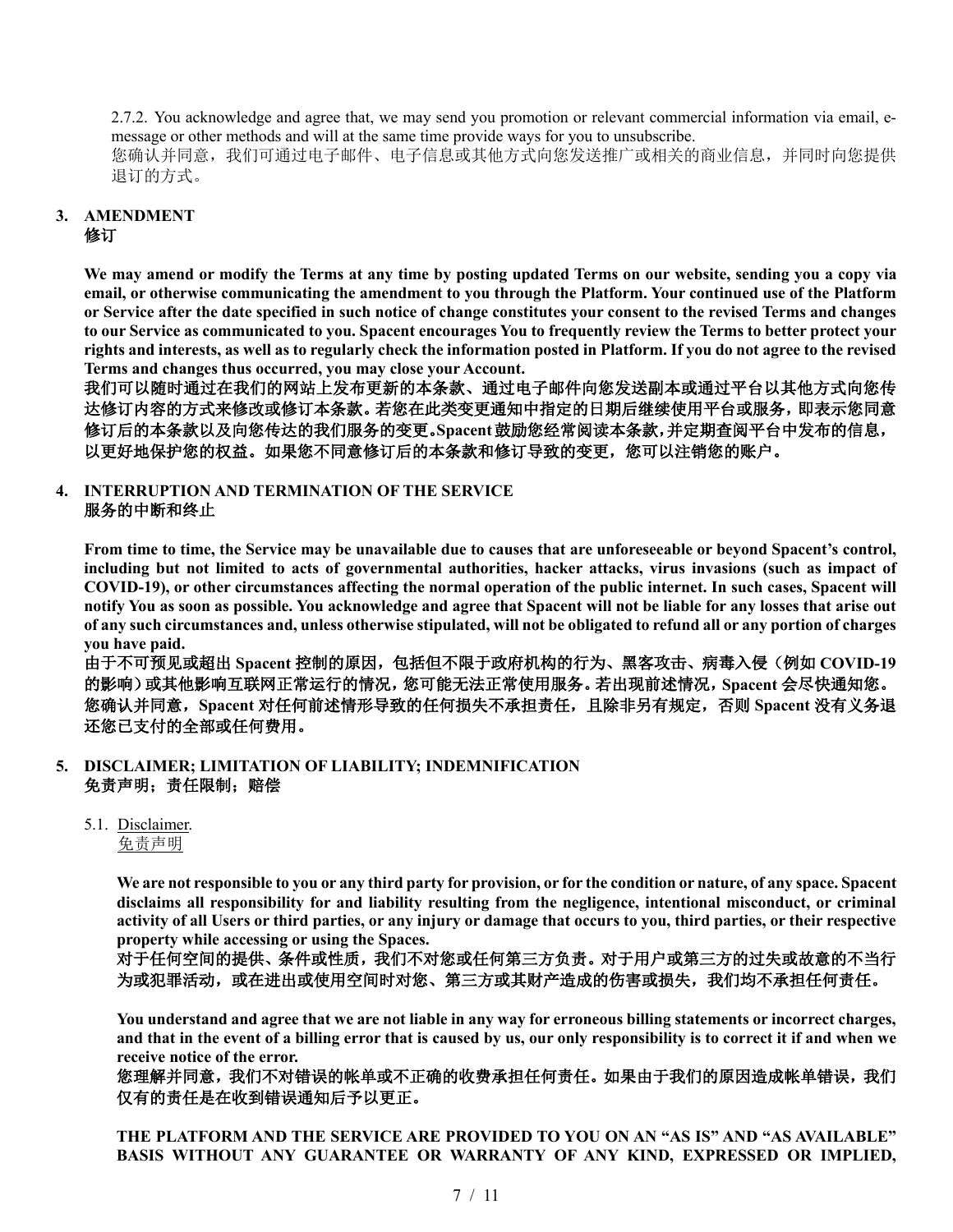2.7.2. You acknowledge and agree that, we may send you promotion or relevant commercial information via email, e-message or other methods and will at the same time provide ways for you to unsubscribe.
您确认并同意，我们可通过电子邮件、电子信息或其他方式向您发送推广或相关的商业信息，并同时向您提供退订的方式。

## 3. AMENDMENT
## 修订

**We may amend or modify the Terms at any time by posting updated Terms on our website, sending you a copy via email, or otherwise communicating the amendment to you through the Platform. Your continued use of the Platform or Service after the date specified in such notice of change constitutes your consent to the revised Terms and changes to our Service as communicated to you. Spacent encourages You to frequently review the Terms to better protect your rights and interests, as well as to regularly check the information posted in Platform. If you do not agree to the revised Terms and changes thus occurred, you may close your Account.**
**我们可以随时通过在我们的网站上发布更新的本条款、通过电子邮件向您发送副本或通过平台以其他方式向您传达修订内容的方式来修改或修订本条款。若您在此类变更通知中指定的日期后继续使用平台或服务，即表示您同意修订后的本条款以及向您传达的我们服务的变更。Spacent 鼓励您经常阅读本条款，并定期查阅平台中发布的信息，以更好地保护您的权益。如果您不同意修订后的本条款和修订导致的变更，您可以注销您的账户。**

## 4. INTERRUPTION AND TERMINATION OF THE SERVICE
## 服务的中断和终止

**From time to time, the Service may be unavailable due to causes that are unforeseeable or beyond Spacent's control, including but not limited to acts of governmental authorities, hacker attacks, virus invasions (such as impact of COVID-19), or other circumstances affecting the normal operation of the public internet. In such cases, Spacent will notify You as soon as possible. You acknowledge and agree that Spacent will not be liable for any losses that arise out of any such circumstances and, unless otherwise stipulated, will not be obligated to refund all or any portion of charges you have paid.**
**由于不可预见或超出 Spacent 控制的原因，包括但不限于政府机构的行为、黑客攻击、病毒入侵（例如 COVID-19 的影响）或其他影响互联网正常运行的情况，您可能无法正常使用服务。若出现前述情况，Spacent 会尽快通知您。您确认并同意，Spacent 对任何前述情形导致的任何损失不承担责任，且除非另有规定，否则 Spacent 没有义务退还您已支付的全部或任何费用。**

## 5. DISCLAIMER; LIMITATION OF LIABILITY; INDEMNIFICATION
## 免责声明；责任限制；赔偿

5.1. Disclaimer.
免责声明

**We are not responsible to you or any third party for provision, or for the condition or nature, of any space. Spacent disclaims all responsibility for and liability resulting from the negligence, intentional misconduct, or criminal activity of all Users or third parties, or any injury or damage that occurs to you, third parties, or their respective property while accessing or using the Spaces.**
**对于任何空间的提供、条件或性质，我们不对您或任何第三方负责。对于用户或第三方的过失或故意的不当行为或犯罪活动，或在进出或使用空间时对您、第三方或其财产造成的伤害或损失，我们均不承担任何责任。**

**You understand and agree that we are not liable in any way for erroneous billing statements or incorrect charges, and that in the event of a billing error that is caused by us, our only responsibility is to correct it if and when we receive notice of the error.**
**您理解并同意，我们不对错误的帐单或不正确的收费承担任何责任。如果由于我们的原因造成帐单错误，我们仅有的责任是在收到错误通知后予以更正。**

**THE PLATFORM AND THE SERVICE ARE PROVIDED TO YOU ON AN "AS IS" AND "AS AVAILABLE" BASIS WITHOUT ANY GUARANTEE OR WARRANTY OF ANY KIND, EXPRESSED OR IMPLIED,**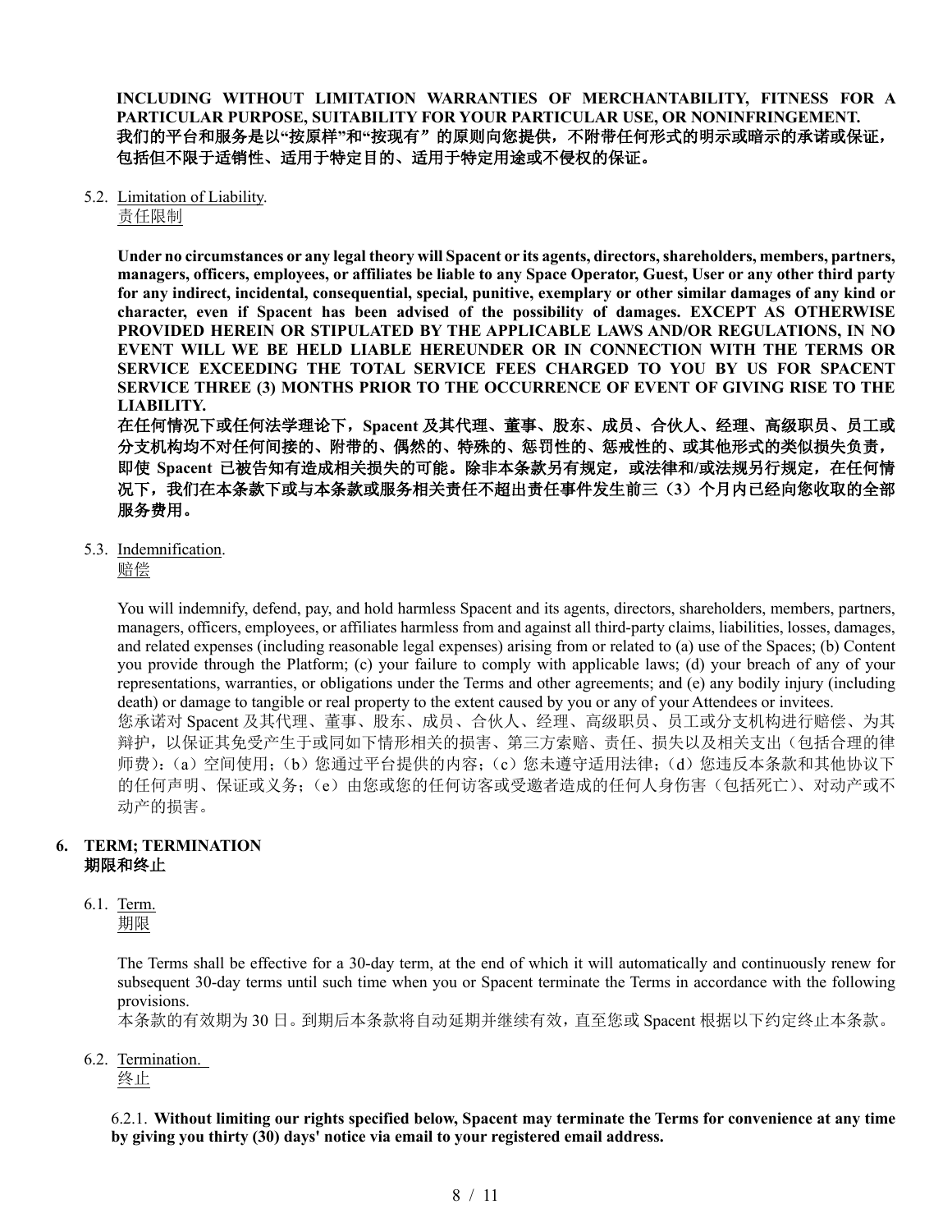**INCLUDING WITHOUT LIMITATION WARRANTIES OF MERCHANTABILITY, FITNESS FOR A PARTICULAR PURPOSE, SUITABILITY FOR YOUR PARTICULAR USE, OR NONINFRINGEMENT.**
**我们的平台和服务是以"按原样"和"按现有" 的原则向您提供，不附带任何形式的明示或暗示的承诺或保证，包括但不限于适销性、适用于特定目的、适用于特定用途或不侵权的保证。**

5.2. Limitation of Liability.
责任限制

**Under no circumstances or any legal theory will Spacent or its agents, directors, shareholders, members, partners, managers, officers, employees, or affiliates be liable to any Space Operator, Guest, User or any other third party for any indirect, incidental, consequential, special, punitive, exemplary or other similar damages of any kind or character, even if Spacent has been advised of the possibility of damages. EXCEPT AS OTHERWISE PROVIDED HEREIN OR STIPULATED BY THE APPLICABLE LAWS AND/OR REGULATIONS, IN NO EVENT WILL WE BE HELD LIABLE HEREUNDER OR IN CONNECTION WITH THE TERMS OR SERVICE EXCEEDING THE TOTAL SERVICE FEES CHARGED TO YOU BY US FOR SPACENT SERVICE THREE (3) MONTHS PRIOR TO THE OCCURRENCE OF EVENT OF GIVING RISE TO THE LIABILITY.**
**在任何情况下或任何法学理论下，Spacent 及其代理、董事、股东、成员、合伙人、经理、高级职员、员工或分支机构均不对任何间接的、附带的、偶然的、特殊的、惩罚性的、惩戒性的、或其他形式的类似损失负责，即使 Spacent 已被告知有造成相关损失的可能。除非本条款另有规定，或法律和/或法规另行规定，在任何情况下，我们在本条款下或与本条款或服务相关责任不超出责任事件发生前三（3）个月内已经向您收取的全部服务费用。**

5.3. Indemnification.
赔偿

You will indemnify, defend, pay, and hold harmless Spacent and its agents, directors, shareholders, members, partners, managers, officers, employees, or affiliates harmless from and against all third-party claims, liabilities, losses, damages, and related expenses (including reasonable legal expenses) arising from or related to (a) use of the Spaces; (b) Content you provide through the Platform; (c) your failure to comply with applicable laws; (d) your breach of any of your representations, warranties, or obligations under the Terms and other agreements; and (e) any bodily injury (including death) or damage to tangible or real property to the extent caused by you or any of your Attendees or invitees.
您承诺对 Spacent 及其代理、董事、股东、成员、合伙人、经理、高级职员、员工或分支机构进行赔偿、为其辩护，以保证其免受产生于或同如下情形相关的损害、第三方索赔、责任、损失以及相关支出（包括合理的律师费）：（a）空间使用；（b）您通过平台提供的内容；（c）您未遵守适用法律；（d）您违反本条款和其他协议下的任何声明、保证或义务；（e）由您或您的任何访客或受邀者造成的任何人身伤害（包括死亡）、对动产或不动产的损害。

## 6. TERM; TERMINATION
## 期限和终止

6.1. Term.
期限

The Terms shall be effective for a 30-day term, at the end of which it will automatically and continuously renew for subsequent 30-day terms until such time when you or Spacent terminate the Terms in accordance with the following provisions.
本条款的有效期为 30 日。到期后本条款将自动延期并继续有效，直至您或 Spacent 根据以下约定终止本条款。

6.2. Termination.
终止

6.2.1. **Without limiting our rights specified below, Spacent may terminate the Terms for convenience at any time by giving you thirty (30) days' notice via email to your registered email address.**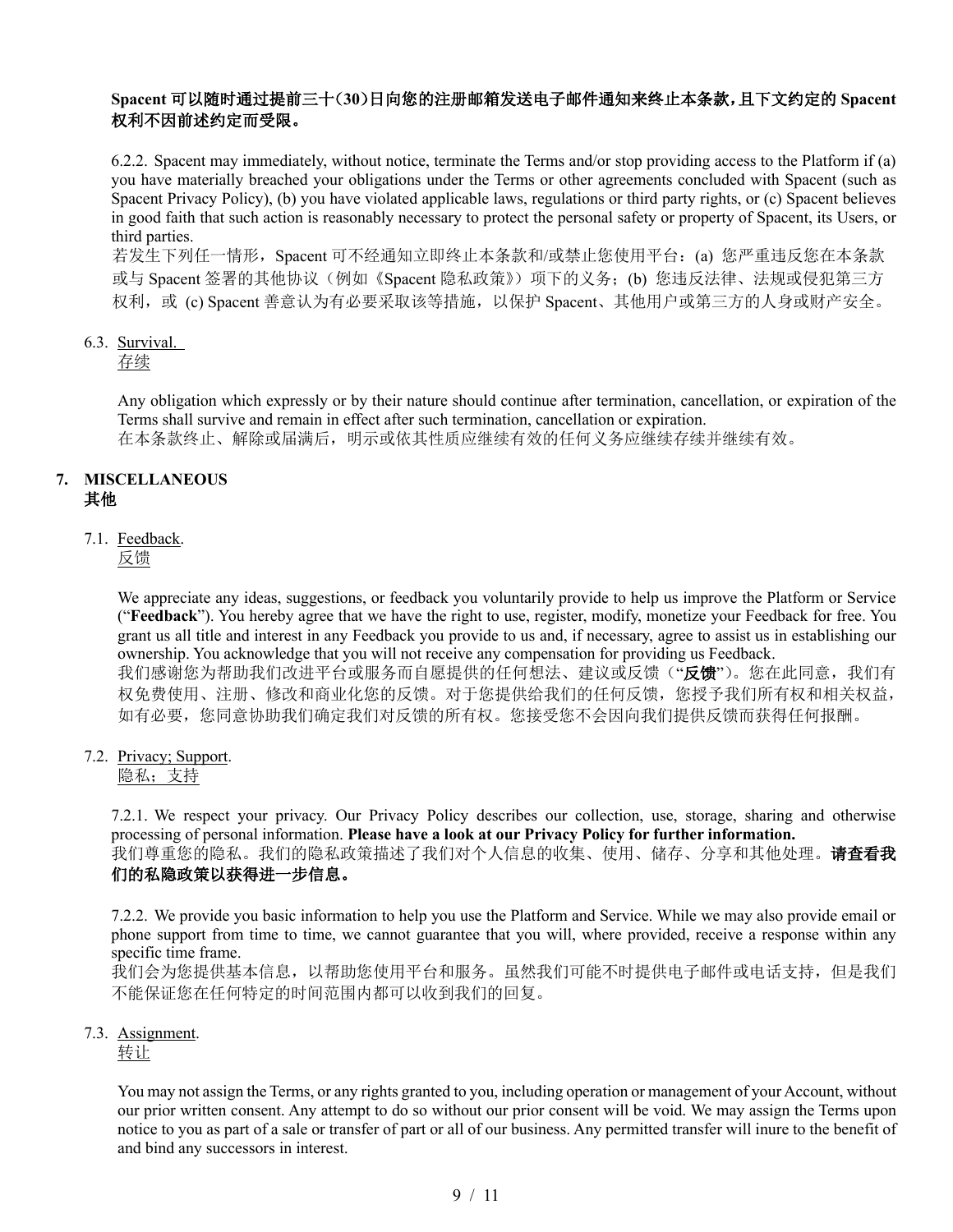**Spacent 可以随时通过提前三十（30）日向您的注册邮箱发送电子邮件通知来终止本条款，且下文约定的 Spacent 权利不因前述约定而受限。**

6.2.2. Spacent may immediately, without notice, terminate the Terms and/or stop providing access to the Platform if (a) you have materially breached your obligations under the Terms or other agreements concluded with Spacent (such as Spacent Privacy Policy), (b) you have violated applicable laws, regulations or third party rights, or (c) Spacent believes in good faith that such action is reasonably necessary to protect the personal safety or property of Spacent, its Users, or third parties.
若发生下列任一情形，Spacent 可不经通知立即终止本条款和/或禁止您使用平台：(a) 您严重违反您在本条款或与 Spacent 签署的其他协议（例如《Spacent 隐私政策》）项下的义务；(b) 您违反法律、法规或侵犯第三方权利，或 (c) Spacent 善意认为有必要采取该等措施，以保护 Spacent、其他用户或第三方的人身或财产安全。

6.3. Survival.
存续

Any obligation which expressly or by their nature should continue after termination, cancellation, or expiration of the Terms shall survive and remain in effect after such termination, cancellation or expiration.
在本条款终止、解除或届满后，明示或依其性质应继续有效的任何义务应继续存续并继续有效。

## 7. MISCELLANEOUS
## 其他

7.1. Feedback.
反馈

We appreciate any ideas, suggestions, or feedback you voluntarily provide to help us improve the Platform or Service ("**Feedback**"). You hereby agree that we have the right to use, register, modify, monetize your Feedback for free. You grant us all title and interest in any Feedback you provide to us and, if necessary, agree to assist us in establishing our ownership. You acknowledge that you will not receive any compensation for providing us Feedback.
我们感谢您为帮助我们改进平台或服务而自愿提供的任何想法、建议或反馈（"**反馈**"）。您在此同意，我们有权免费使用、注册、修改和商业化您的反馈。对于您提供给我们的任何反馈，您授予我们所有权和相关权益，如有必要，您同意协助我们确定我们对反馈的所有权。您接受您不会因向我们提供反馈而获得任何报酬。

7.2. Privacy; Support.
隐私；支持

7.2.1. We respect your privacy. Our Privacy Policy describes our collection, use, storage, sharing and otherwise processing of personal information. **Please have a look at our Privacy Policy for further information.**
我们尊重您的隐私。我们的隐私政策描述了我们对个人信息的收集、使用、储存、分享和其他处理。**请查看我们的私隐政策以获得进一步信息。**

7.2.2. We provide you basic information to help you use the Platform and Service. While we may also provide email or phone support from time to time, we cannot guarantee that you will, where provided, receive a response within any specific time frame.
我们会为您提供基本信息，以帮助您使用平台和服务。虽然我们可能不时提供电子邮件或电话支持，但是我们不能保证您在任何特定的时间范围内都可以收到我们的回复。

7.3. Assignment.
转让

You may not assign the Terms, or any rights granted to you, including operation or management of your Account, without our prior written consent. Any attempt to do so without our prior consent will be void. We may assign the Terms upon notice to you as part of a sale or transfer of part or all of our business. Any permitted transfer will inure to the benefit of and bind any successors in interest.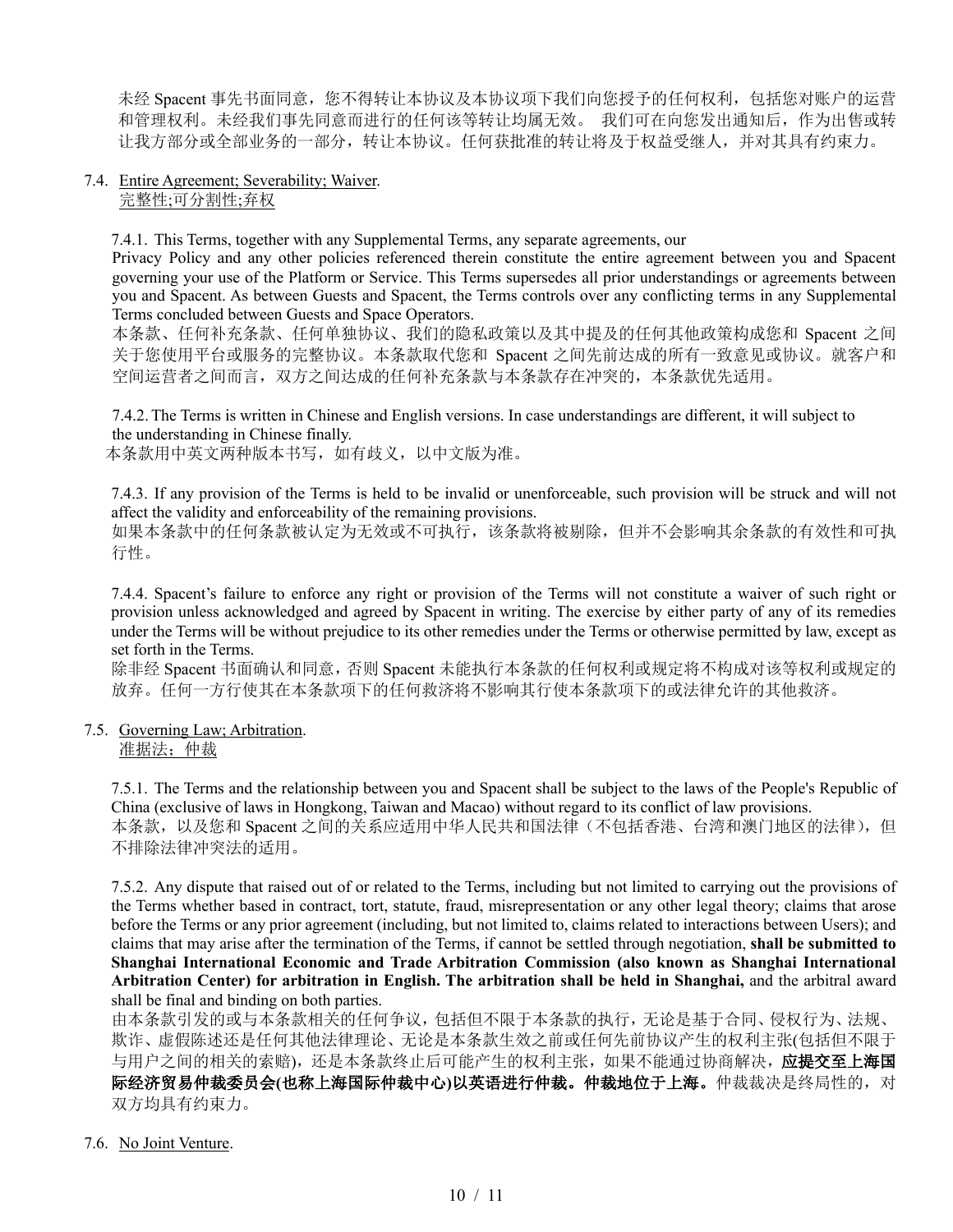未经 Spacent 事先书面同意，您不得转让本协议及本协议项下我们向您授予的任何权利，包括您对账户的运营和管理权利。未经我们事先同意而进行的任何该等转让均属无效。 我们可在向您发出通知后，作为出售或转让我方部分或全部业务的一部分，转让本协议。任何获批准的转让将及于权益受继人，并对其具有约束力。

7.4. Entire Agreement; Severability; Waiver.
完整性;可分割性;弃权

7.4.1. This Terms, together with any Supplemental Terms, any separate agreements, our Privacy Policy and any other policies referenced therein constitute the entire agreement between you and Spacent governing your use of the Platform or Service. This Terms supersedes all prior understandings or agreements between you and Spacent. As between Guests and Spacent, the Terms controls over any conflicting terms in any Supplemental Terms concluded between Guests and Space Operators.
本条款、任何补充条款、任何单独协议、我们的隐私政策以及其中提及的任何其他政策构成您和 Spacent 之间关于您使用平台或服务的完整协议。本条款取代您和 Spacent 之间先前达成的所有一致意见或协议。就客户和空间运营者之间而言，双方之间达成的任何补充条款与本条款存在冲突的，本条款优先适用。

7.4.2. The Terms is written in Chinese and English versions. In case understandings are different, it will subject to the understanding in Chinese finally.
本条款用中英文两种版本书写，如有歧义，以中文版为准。

7.4.3. If any provision of the Terms is held to be invalid or unenforceable, such provision will be struck and will not affect the validity and enforceability of the remaining provisions.
如果本条款中的任何条款被认定为无效或不可执行，该条款将被剔除，但并不会影响其余条款的有效性和可执行性。

7.4.4. Spacent's failure to enforce any right or provision of the Terms will not constitute a waiver of such right or provision unless acknowledged and agreed by Spacent in writing. The exercise by either party of any of its remedies under the Terms will be without prejudice to its other remedies under the Terms or otherwise permitted by law, except as set forth in the Terms.
除非经 Spacent 书面确认和同意，否则 Spacent 未能执行本条款的任何权利或规定将不构成对该等权利或规定的放弃。任何一方行使其在本条款项下的任何救济将不影响其行使本条款项下的或法律允许的其他救济。

7.5. Governing Law; Arbitration.
准据法；仲裁

7.5.1. The Terms and the relationship between you and Spacent shall be subject to the laws of the People's Republic of China (exclusive of laws in Hongkong, Taiwan and Macao) without regard to its conflict of law provisions.
本条款，以及您和 Spacent 之间的关系应适用中华人民共和国法律（不包括香港、台湾和澳门地区的法律），但不排除法律冲突法的适用。

7.5.2. Any dispute that raised out of or related to the Terms, including but not limited to carrying out the provisions of the Terms whether based in contract, tort, statute, fraud, misrepresentation or any other legal theory; claims that arose before the Terms or any prior agreement (including, but not limited to, claims related to interactions between Users); and claims that may arise after the termination of the Terms, if cannot be settled through negotiation, **shall be submitted to Shanghai International Economic and Trade Arbitration Commission (also known as Shanghai International Arbitration Center) for arbitration in English. The arbitration shall be held in Shanghai,** and the arbitral award shall be final and binding on both parties.
由本条款引发的或与本条款相关的任何争议，包括但不限于本条款的执行，无论是基于合同、侵权行为、法规、欺诈、虚假陈述还是任何其他法律理论、无论是本条款生效之前或任何先前协议产生的权利主张(包括但不限于与用户之间的相关的索赔)，还是本条款终止后可能产生的权利主张，如果不能通过协商解决，**应提交至上海国际经济贸易仲裁委员会(也称上海国际仲裁中心)以英语进行仲裁。仲裁地位于上海。**仲裁裁决是终局性的，对双方均具有约束力。

7.6. No Joint Venture.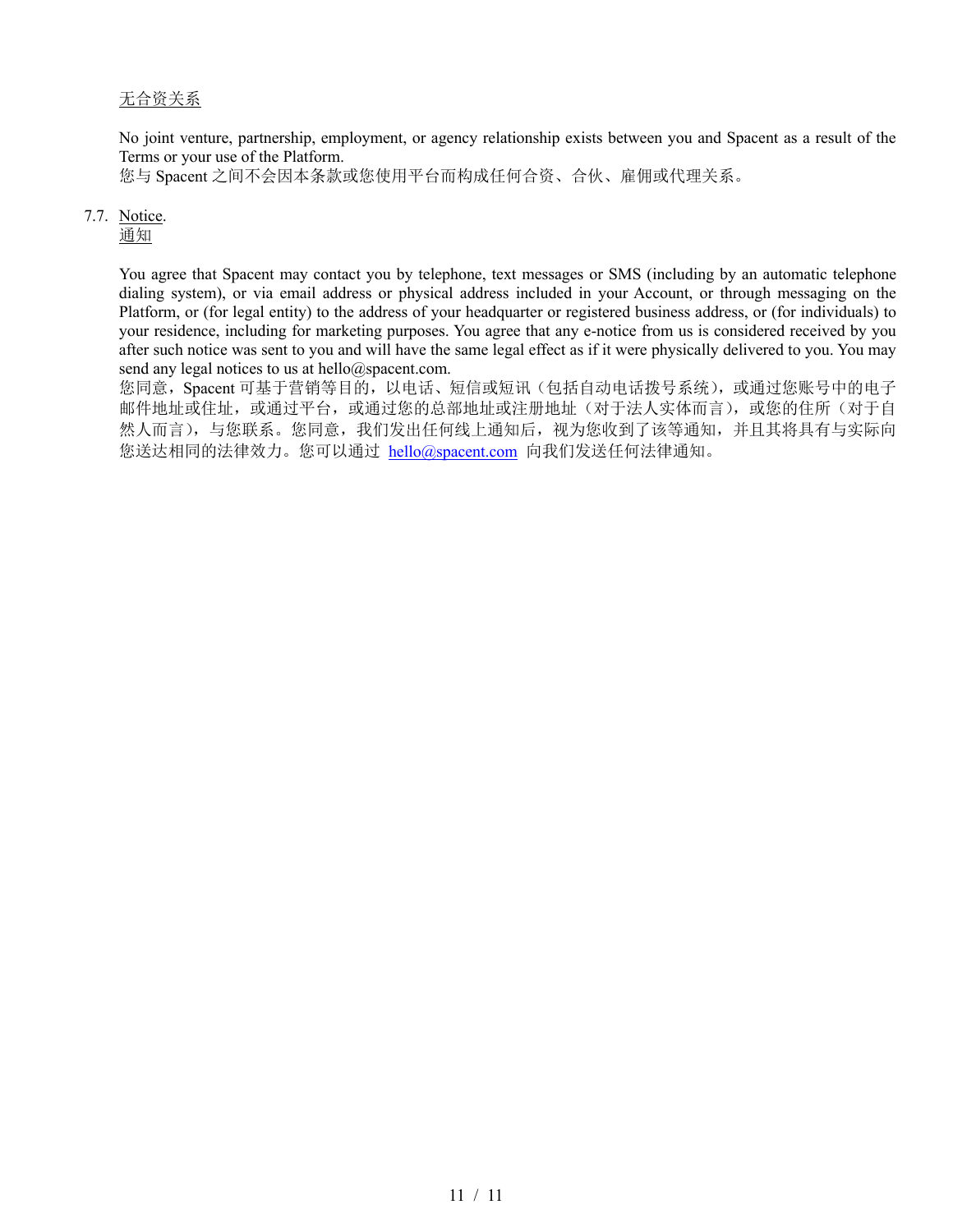<u>无合资关系</u>

No joint venture, partnership, employment, or agency relationship exists between you and Spacent as a result of the Terms or your use of the Platform.
您与 Spacent 之间不会因本条款或您使用平台而构成任何合资、合伙、雇佣或代理关系。

7.7. <u>Notice</u>.
<u>通知</u>

You agree that Spacent may contact you by telephone, text messages or SMS (including by an automatic telephone dialing system), or via email address or physical address included in your Account, or through messaging on the Platform, or (for legal entity) to the address of your headquarter or registered business address, or (for individuals) to your residence, including for marketing purposes. You agree that any e-notice from us is considered received by you after such notice was sent to you and will have the same legal effect as if it were physically delivered to you. You may send any legal notices to us at hello@spacent.com.
您同意，Spacent 可基于营销等目的，以电话、短信或短讯（包括自动电话拨号系统），或通过您账号中的电子邮件地址或住址，或通过平台，或通过您的总部地址或注册地址（对于法人实体而言），或您的住所（对于自然人而言），与您联系。您同意，我们发出任何线上通知后，视为您收到了该等通知，并且其将具有与实际向您送达相同的法律效力。您可以通过 hello@spacent.com 向我们发送任何法律通知。